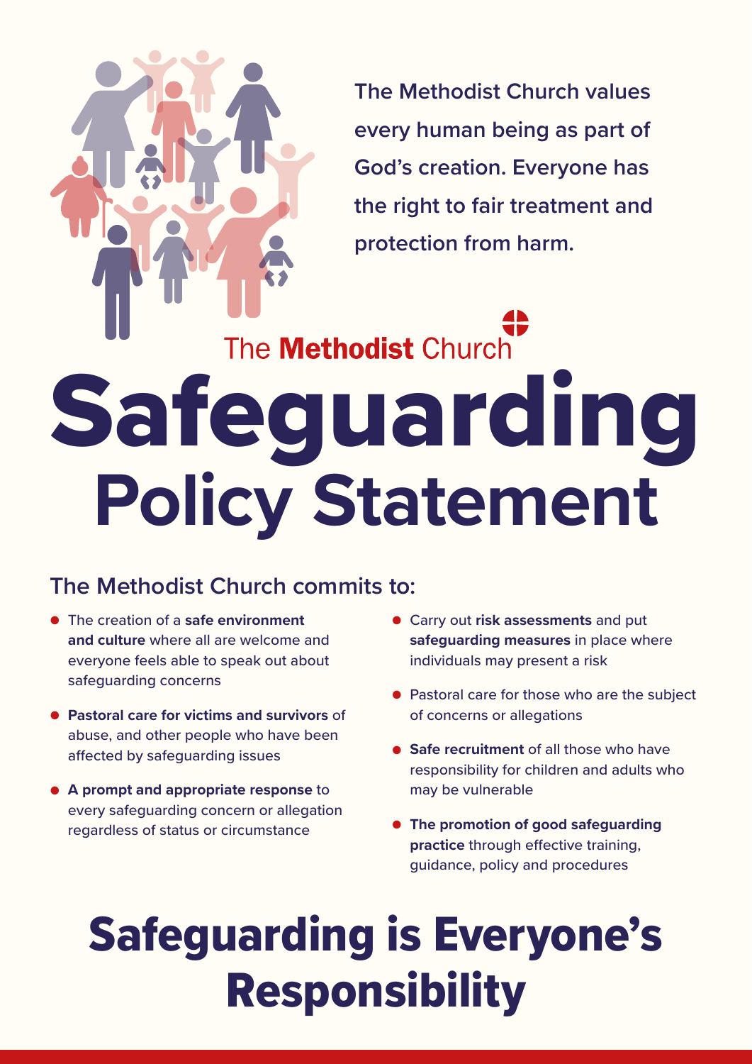The Methodist Church values every human being as part of God's creation. Everyone has the right to fair treatment and protection from harm.

The **Methodist** Church

# Safeguarding Policy Statement

## The Methodist Church commits to:

- The creation of a **safe environment and culture** where all are welcome and everyone feels able to speak out about safeguarding concerns
- **Pastoral care for victims and survivors** of abuse, and other people who have been affected by safeguarding issues
- **A prompt and appropriate response** to every safeguarding concern or allegation regardless of status or circumstance
- Carry out **risk assessments** and put **safeguarding measures** in place where individuals may present a risk
- Pastoral care for those who are the subject of concerns or allegations
- **Safe recruitment** of all those who have responsibility for children and adults who may be vulnerable
- **The promotion of good safeguarding practice** through effective training, guidance, policy and procedures

# Safeguarding is Everyone's Responsibility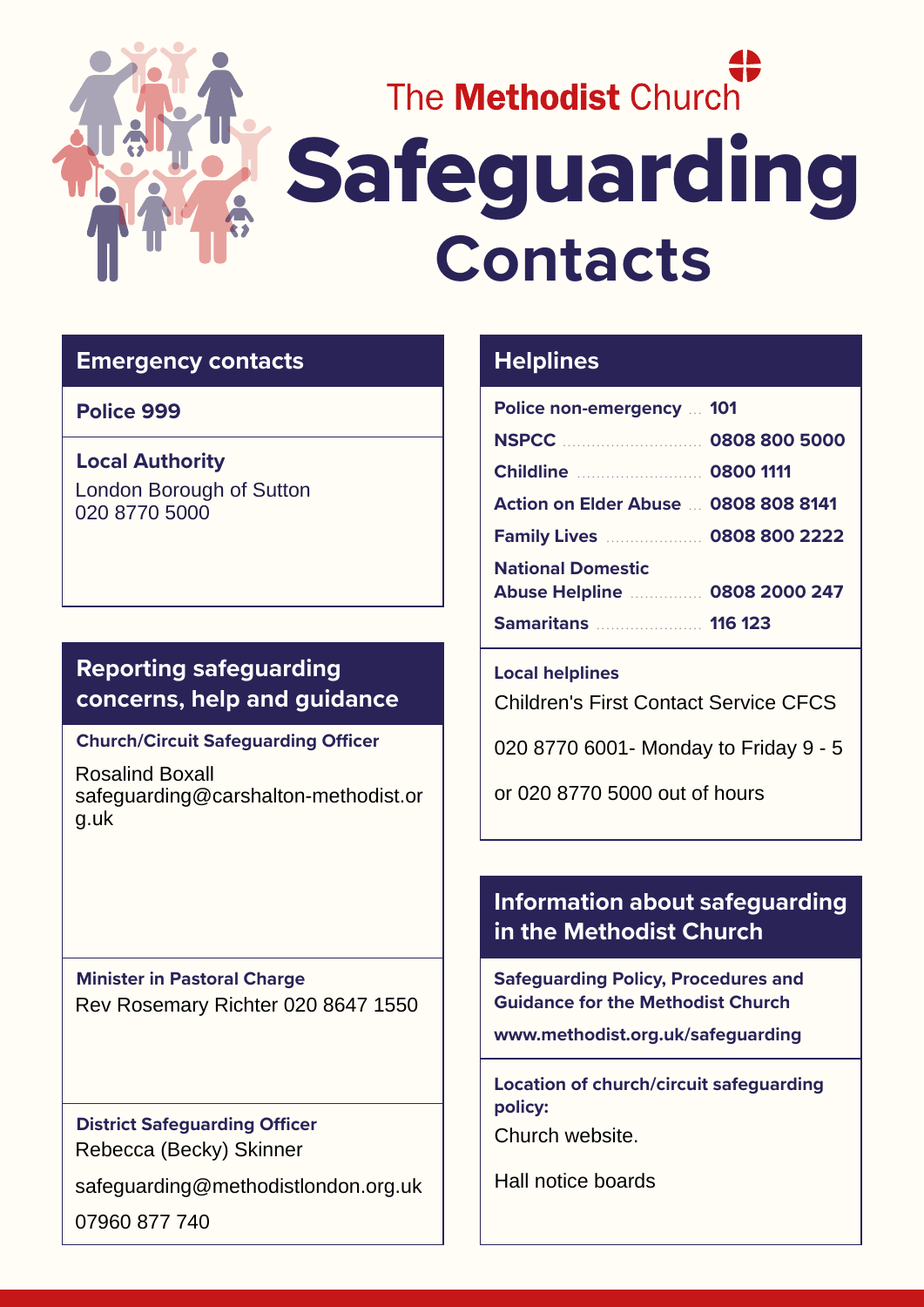The Methodist Church

# Safeguarding Contacts

## Emergency contacts

**Police 999**

**Local Authority**

London Borough of Sutton
020 8770 5000

## Reporting safeguarding concerns, help and guidance

**Church/Circuit Safeguarding Officer**

Rosalind Boxall
safeguarding@carshalton-methodist.org.uk

**Minister in Pastoral Charge**

Rev Rosemary Richter 020 8647 1550

**District Safeguarding Officer**

Rebecca (Becky) Skinner

safeguarding@methodistlondon.org.uk

07960 877 740

## Helplines

| | |
|---|---|
| **Police non-emergency** | **101** |
| **NSPCC** | **0808 800 5000** |
| **Childline** | **0800 1111** |
| **Action on Elder Abuse** | **0808 808 8141** |
| **Family Lives** | **0808 800 2222** |
| **National Domestic Abuse Helpline** | **0808 2000 247** |
| **Samaritans** | **116 123** |

**Local helplines**

Children's First Contact Service CFCS

020 8770 6001- Monday to Friday 9 - 5

or 020 8770 5000 out of hours

## Information about safeguarding in the Methodist Church

**Safeguarding Policy, Procedures and Guidance for the Methodist Church**

**www.methodist.org.uk/safeguarding**

**Location of church/circuit safeguarding policy:**

Church website.

Hall notice boards